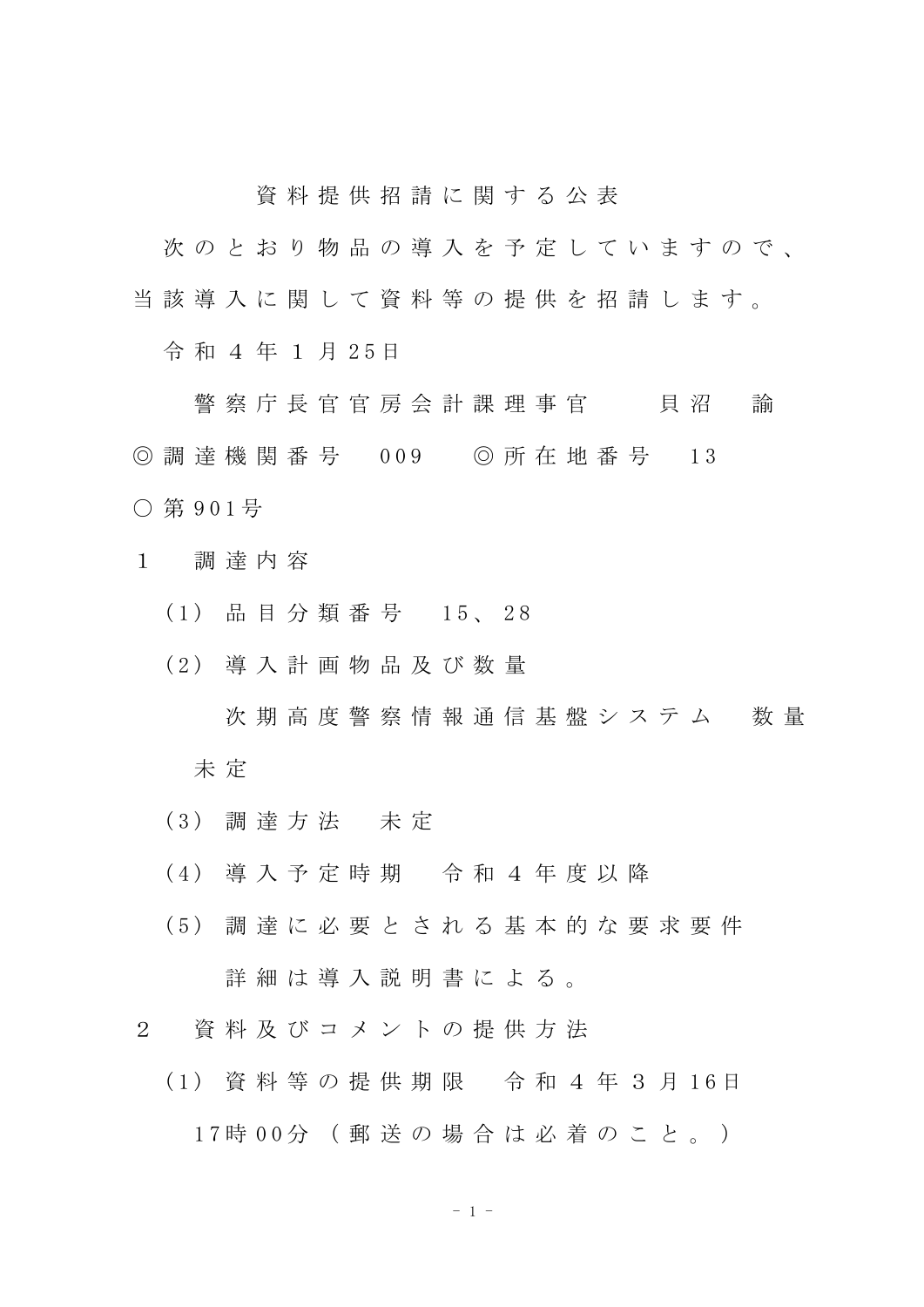# 資料提供招請に関する公表

次のとおり物品の導入を予定していますので、当該導入に関して資料等の提供を招請します。

令和４年１月25日

警察庁長官官房会計課理事官　　貝沼　諭

◎調達機関番号　009　　◎所在地番号　13

○第901号

１　調達内容

（1）品目分類番号　15、28

（2）導入計画物品及び数量

次期高度警察情報通信基盤システム　数量未定

（3）調達方法　未定

（4）導入予定時期　令和４年度以降

（5）調達に必要とされる基本的な要求要件

詳細は導入説明書による。

２　資料及びコメントの提供方法

（1）資料等の提供期限　令和４年３月16日17時00分（郵送の場合は必着のこと。）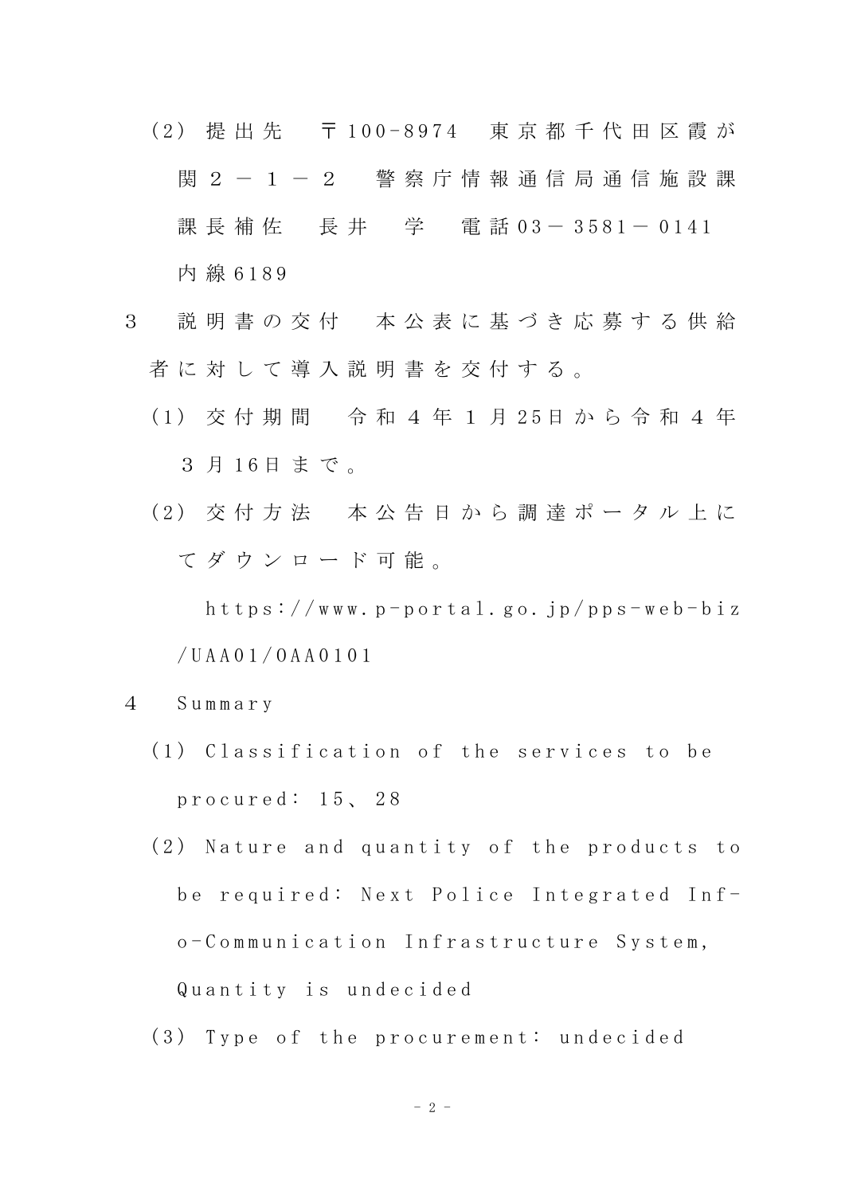(2) 提出先　〒100-8974　東京都千代田区霞が関２－１－２　警察庁情報通信局通信施設課課長補佐　長井　学　電話03－3581－0141　内線6189

3　説明書の交付　本公表に基づき応募する供給者に対して導入説明書を交付する。

(1) 交付期間　令和４年１月25日から令和４年３月16日まで。

(2) 交付方法　本公告日から調達ポータル上にてダウンロード可能。

https://www.p-portal.go.jp/pps-web-biz/UAA01/OAA0101

4　Summary

(1) Classification of the services to be procured: 15、28

(2) Nature and quantity of the products to be required: Next Police Integrated Inf-o-Communication Infrastructure System, Quantity is undecided

(3) Type of the procurement: undecided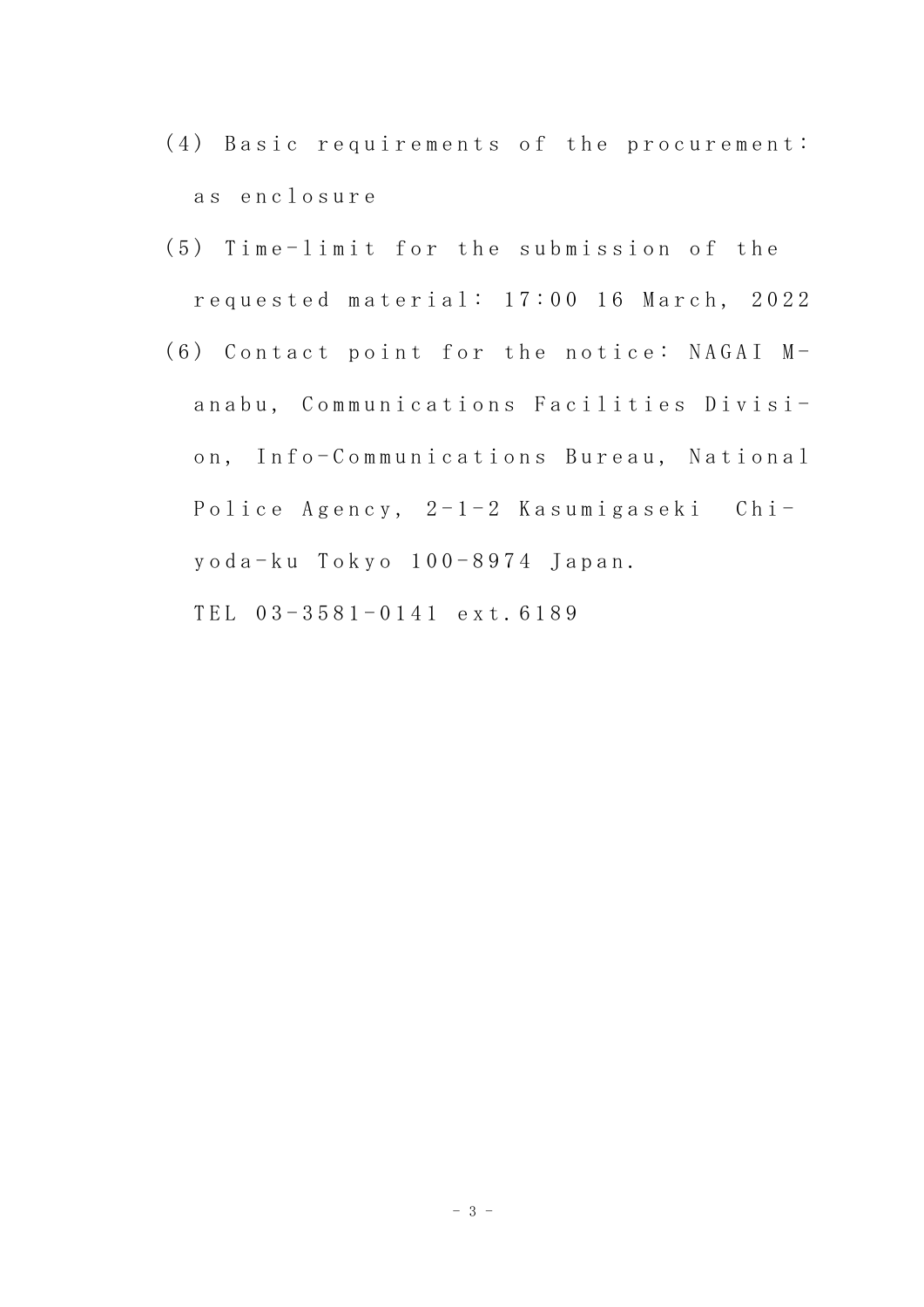(4) Basic requirements of the procurement: as enclosure

(5) Time-limit for the submission of the requested material: 17:00 16 March, 2022

(6) Contact point for the notice: NAGAI Manabu, Communications Facilities Division, Info-Communications Bureau, National Police Agency, 2-1-2 Kasumigaseki Chiyoda-ku Tokyo 100-8974 Japan.
TEL 03-3581-0141 ext.6189